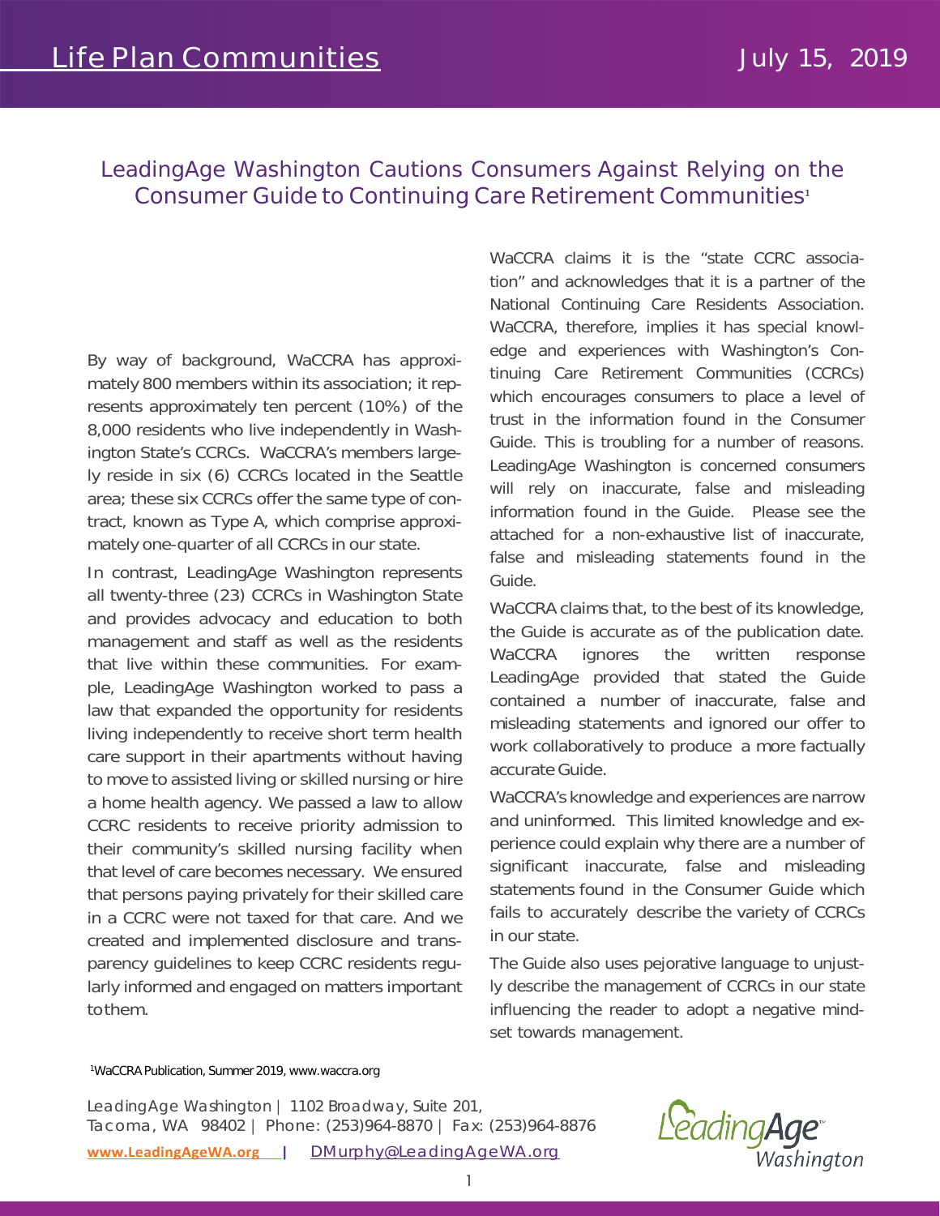# LeadingAge Washington Cautions Consumers Against Relying on the Consumer Guide to Continuing Care Retirement Communities[1]

By way of background, WaCCRA has approximately 800 members within its association; it represents approximately ten percent (10%) of the 8,000 residents who live independently in Washington State's CCRCs. WaCCRA's members largely reside in six (6) CCRCs located in the Seattle area; these six CCRCs offer the same type of contract, known as Type A, which comprise approximately one-quarter of all CCRCs in our state.

In contrast, LeadingAge Washington represents all twenty-three (23) CCRCs in Washington State and provides advocacy and education to both management and staff as well as the residents that live within these communities. For example, LeadingAge Washington worked to pass a law that expanded the opportunity for residents living independently to receive short term health care support in their apartments without having to move to assisted living or skilled nursing or hire a home health agency. We passed a law to allow CCRC residents to receive priority admission to their community's skilled nursing facility when that level of care becomes necessary. We ensured that persons paying privately for their skilled care in a CCRC were not taxed for that care. And we created and implemented disclosure and transparency guidelines to keep CCRC residents regularly informed and engaged on matters important to them.

WaCCRA claims it is the "state CCRC association" and acknowledges that it is a partner of the National Continuing Care Residents Association. WaCCRA, therefore, implies it has special knowledge and experiences with Washington's Continuing Care Retirement Communities (CCRCs) which encourages consumers to place a level of trust in the information found in the Consumer Guide. This is troubling for a number of reasons. LeadingAge Washington is concerned consumers will rely on inaccurate, false and misleading information found in the Guide. Please see the attached for a non-exhaustive list of inaccurate, false and misleading statements found in the Guide.

WaCCRA claims that, to the best of its knowledge, the Guide is accurate as of the publication date. WaCCRA ignores the written response LeadingAge provided that stated the Guide contained a number of inaccurate, false and misleading statements and ignored our offer to work collaboratively to produce a more factually accurate Guide.

WaCCRA's knowledge and experiences are narrow and uninformed. This limited knowledge and experience could explain why there are a number of significant inaccurate, false and misleading statements found in the Consumer Guide which fails to accurately describe the variety of CCRCs in our state.

The Guide also uses pejorative language to unjustly describe the management of CCRCs in our state influencing the reader to adopt a negative mindset towards management.

[1] WaCCRA Publication, Summer 2019, www.waccra.org

LeadingAge Washington | 1102 Broadway, Suite 201, Tacoma, WA 98402 | Phone: (253)964-8870 | Fax: (253)964-8876
www.LeadingAgeWA.org | DMurphy@LeadingAgeWA.org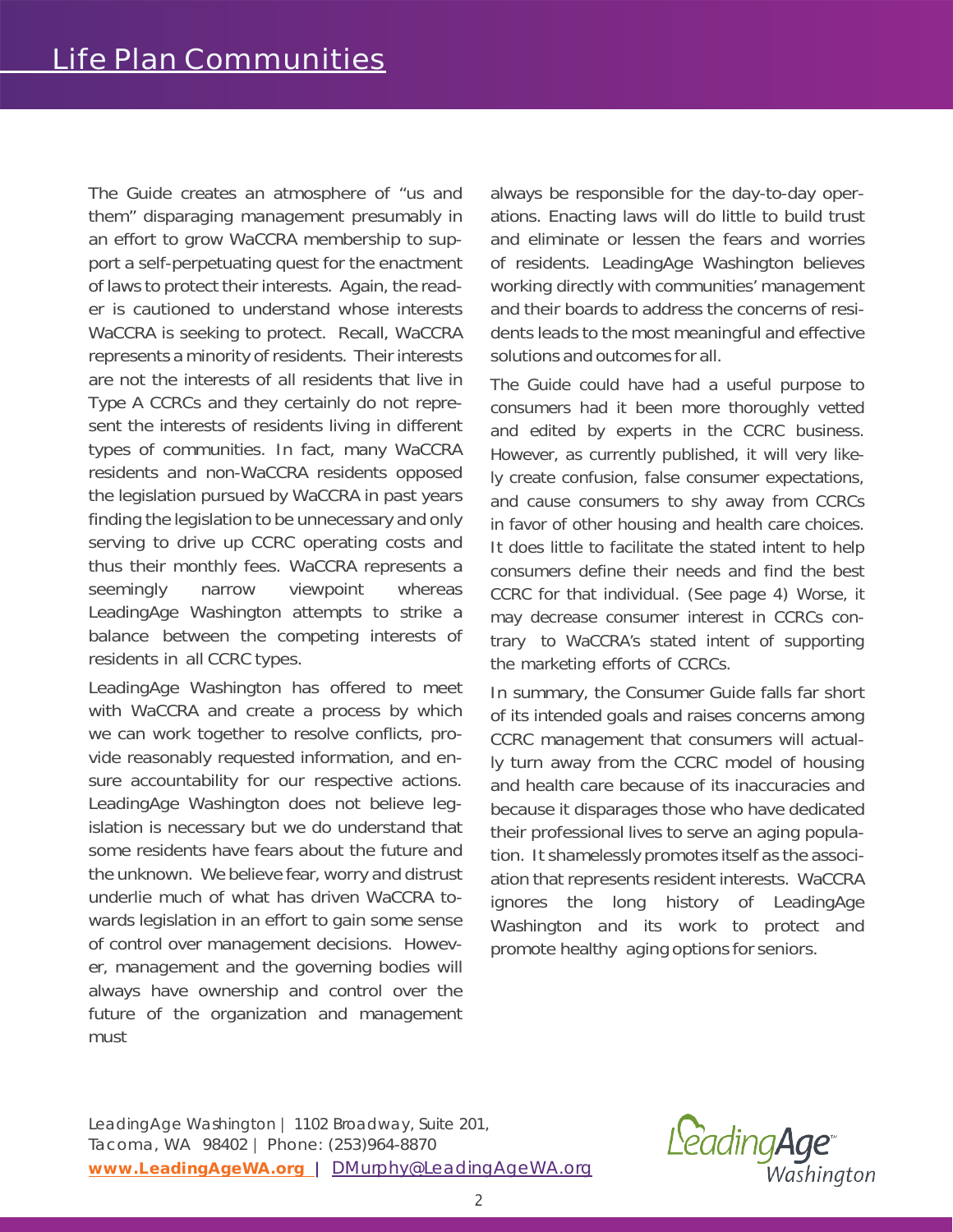The Guide creates an atmosphere of "us and them" disparaging management presumably in an effort to grow WaCCRA membership to support a self-perpetuating quest for the enactment of laws to protect their interests. Again, the reader is cautioned to understand whose interests WaCCRA is seeking to protect. Recall, WaCCRA represents a minority of residents. Their interests are not the interests of all residents that live in Type A CCRCs and they certainly do not represent the interests of residents living in different types of communities. In fact, many WaCCRA residents and non-WaCCRA residents opposed the legislation pursued by WaCCRA in past years finding the legislation to be unnecessary and only serving to drive up CCRC operating costs and thus their monthly fees. WaCCRA represents a seemingly narrow viewpoint whereas LeadingAge Washington attempts to strike a balance between the competing interests of residents in all CCRC types.

LeadingAge Washington has offered to meet with WaCCRA and create a process by which we can work together to resolve conflicts, provide reasonably requested information, and ensure accountability for our respective actions. LeadingAge Washington does not believe legislation is necessary but we do understand that some residents have fears about the future and the unknown. We believe fear, worry and distrust underlie much of what has driven WaCCRA towards legislation in an effort to gain some sense of control over management decisions. However, management and the governing bodies will always have ownership and control over the future of the organization and management must always be responsible for the day-to-day operations. Enacting laws will do little to build trust and eliminate or lessen the fears and worries of residents. LeadingAge Washington believes working directly with communities' management and their boards to address the concerns of residents leads to the most meaningful and effective solutions and outcomes for all.

The Guide could have had a useful purpose to consumers had it been more thoroughly vetted and edited by experts in the CCRC business. However, as currently published, it will very likely create confusion, false consumer expectations, and cause consumers to shy away from CCRCs in favor of other housing and health care choices. It does little to facilitate the stated intent to help consumers define their needs and find the best CCRC for that individual. (See page 4) Worse, it may decrease consumer interest in CCRCs contrary to WaCCRA's stated intent of supporting the marketing efforts of CCRCs.

In summary, the Consumer Guide falls far short of its intended goals and raises concerns among CCRC management that consumers will actually turn away from the CCRC model of housing and health care because of its inaccuracies and because it disparages those who have dedicated their professional lives to serve an aging population. It shamelessly promotes itself as the association that represents resident interests. WaCCRA ignores the long history of LeadingAge Washington and its work to protect and promote healthy aging options for seniors.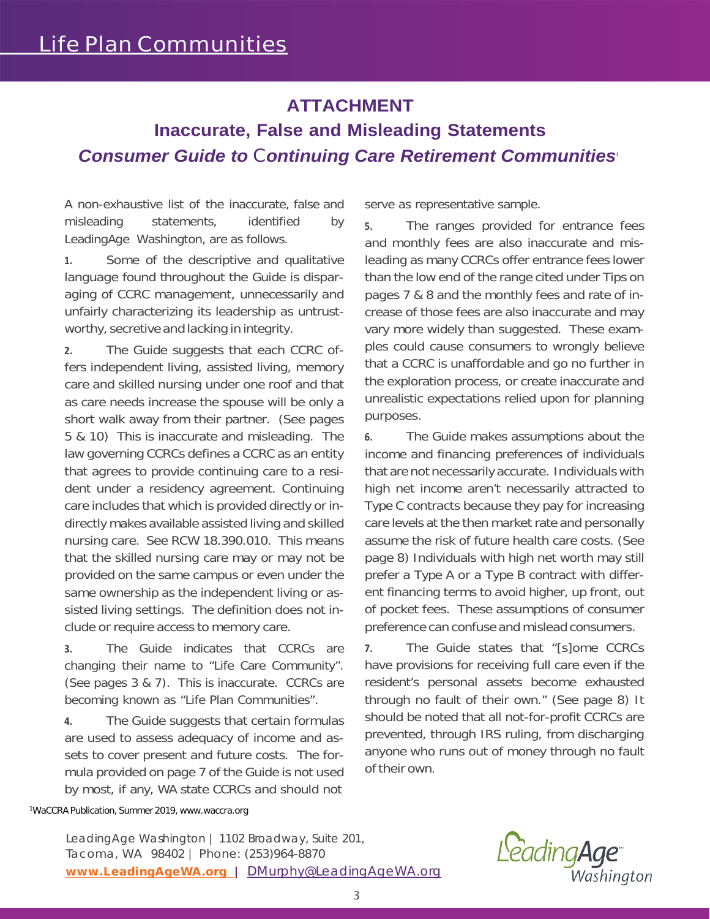# Life Plan Communities

## ATTACHMENT

## Inaccurate, False and Misleading Statements

### *Consumer Guide to Continuing Care Retirement Communities*[1]

A non-exhaustive list of the inaccurate, false and misleading statements, identified by LeadingAge Washington, are as follows.

**1.** Some of the descriptive and qualitative language found throughout the Guide is disparaging of CCRC management, unnecessarily and unfairly characterizing its leadership as untrustworthy, secretive and lacking in integrity.

**2.** The Guide suggests that each CCRC offers independent living, assisted living, memory care and skilled nursing under one roof and that as care needs increase the spouse will be only a short walk away from their partner. (See pages 5 & 10) This is inaccurate and misleading. The law governing CCRCs defines a CCRC as an entity that agrees to provide continuing care to a resident under a residency agreement. Continuing care includes that which is provided directly or indirectly makes available assisted living and skilled nursing care. See RCW 18.390.010. This means that the skilled nursing care may or may not be provided on the same campus or even under the same ownership as the independent living or assisted living settings. The definition does not include or require access to memory care.

**3.** The Guide indicates that CCRCs are changing their name to "Life Care Community". (See pages 3 & 7). This is inaccurate. CCRCs are becoming known as "Life Plan Communities".

**4.** The Guide suggests that certain formulas are used to assess adequacy of income and assets to cover present and future costs. The formula provided on page 7 of the Guide is not used by most, if any, WA state CCRCs and should not serve as representative sample.

**5.** The ranges provided for entrance fees and monthly fees are also inaccurate and misleading as many CCRCs offer entrance fees lower than the low end of the range cited under Tips on pages 7 & 8 and the monthly fees and rate of increase of those fees are also inaccurate and may vary more widely than suggested. These examples could cause consumers to wrongly believe that a CCRC is unaffordable and go no further in the exploration process, or create inaccurate and unrealistic expectations relied upon for planning purposes.

**6.** The Guide makes assumptions about the income and financing preferences of individuals that are not necessarily accurate. Individuals with high net income aren't necessarily attracted to Type C contracts because they pay for increasing care levels at the then market rate and personally assume the risk of future health care costs. (See page 8) Individuals with high net worth may still prefer a Type A or a Type B contract with different financing terms to avoid higher, up front, out of pocket fees. These assumptions of consumer preference can confuse and mislead consumers.

**7.** The Guide states that "[s]ome CCRCs have provisions for receiving full care even if the resident's personal assets become exhausted through no fault of their own." (See page 8) It should be noted that all not-for-profit CCRCs are prevented, through IRS ruling, from discharging anyone who runs out of money through no fault of their own.

[1]WaCCRA Publication, Summer 2019, www.waccra.org

LeadingAge Washington | 1102 Broadway, Suite 201, Tacoma, WA 98402 | Phone: (253)964-8870
**www.LeadingAgeWA.org** | DMurphy@LeadingAgeWA.org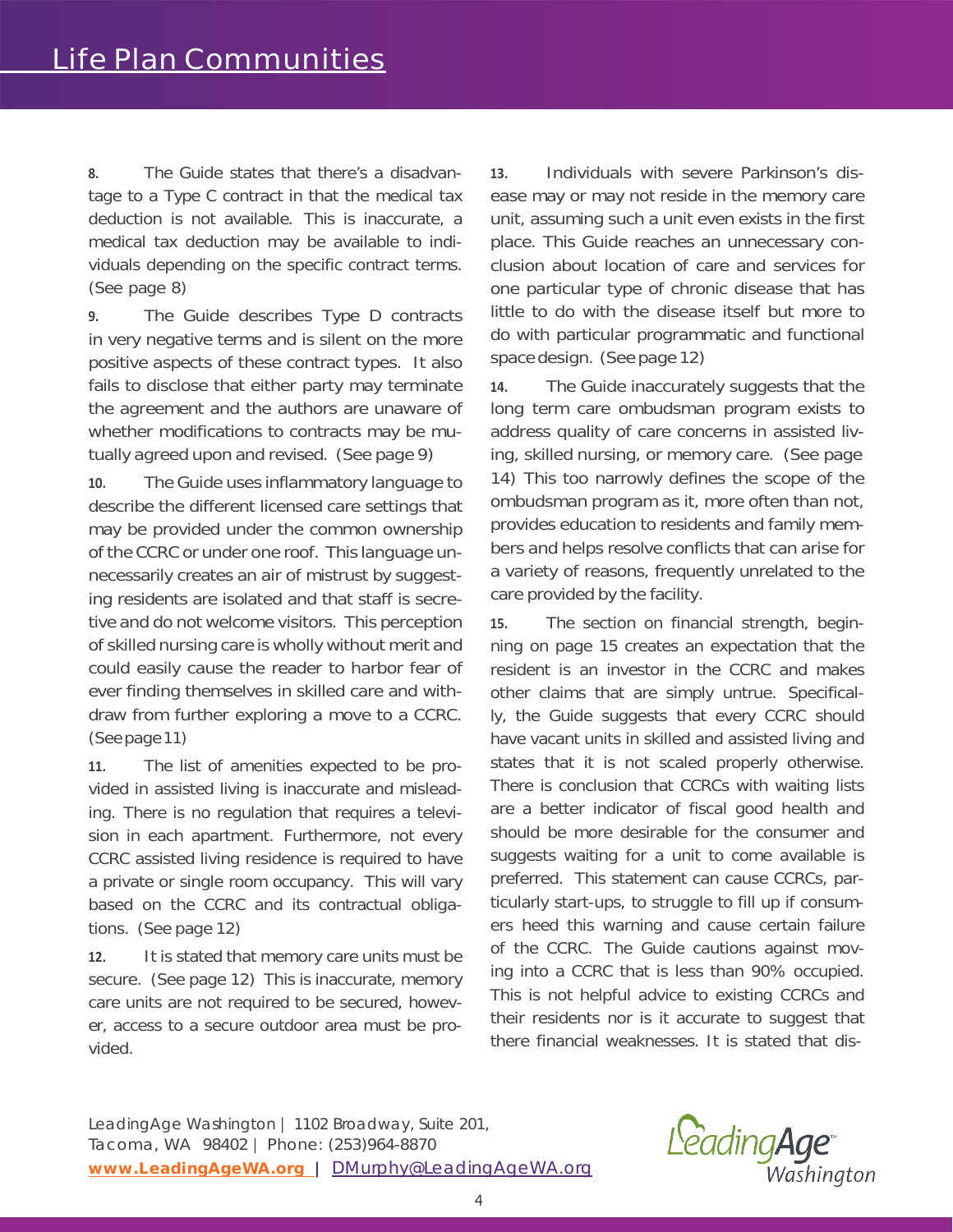**8.** The Guide states that there's a disadvantage to a Type C contract in that the medical tax deduction is not available. This is inaccurate, a medical tax deduction may be available to individuals depending on the specific contract terms. (See page 8)

**9.** The Guide describes Type D contracts in very negative terms and is silent on the more positive aspects of these contract types. It also fails to disclose that either party may terminate the agreement and the authors are unaware of whether modifications to contracts may be mutually agreed upon and revised. (See page 9)

**10.** The Guide uses inflammatory language to describe the different licensed care settings that may be provided under the common ownership of the CCRC or under one roof. This language unnecessarily creates an air of mistrust by suggesting residents are isolated and that staff is secretive and do not welcome visitors. This perception of skilled nursing care is wholly without merit and could easily cause the reader to harbor fear of ever finding themselves in skilled care and withdraw from further exploring a move to a CCRC. (See page 11)

**11.** The list of amenities expected to be provided in assisted living is inaccurate and misleading. There is no regulation that requires a television in each apartment. Furthermore, not every CCRC assisted living residence is required to have a private or single room occupancy. This will vary based on the CCRC and its contractual obligations. (See page 12)

**12.** It is stated that memory care units must be secure. (See page 12) This is inaccurate, memory care units are not required to be secured, however, access to a secure outdoor area must be provided.

**13.** Individuals with severe Parkinson's disease may or may not reside in the memory care unit, assuming such a unit even exists in the first place. This Guide reaches an unnecessary conclusion about location of care and services for one particular type of chronic disease that has little to do with the disease itself but more to do with particular programmatic and functional space design. (See page 12)

**14.** The Guide inaccurately suggests that the long term care ombudsman program exists to address quality of care concerns in assisted living, skilled nursing, or memory care. (See page 14) This too narrowly defines the scope of the ombudsman program as it, more often than not, provides education to residents and family members and helps resolve conflicts that can arise for a variety of reasons, frequently unrelated to the care provided by the facility.

**15.** The section on financial strength, beginning on page 15 creates an expectation that the resident is an investor in the CCRC and makes other claims that are simply untrue. Specifically, the Guide suggests that every CCRC should have vacant units in skilled and assisted living and states that it is not scaled properly otherwise. There is conclusion that CCRCs with waiting lists are a better indicator of fiscal good health and should be more desirable for the consumer and suggests waiting for a unit to come available is preferred. This statement can cause CCRCs, particularly start-ups, to struggle to fill up if consumers heed this warning and cause certain failure of the CCRC. The Guide cautions against moving into a CCRC that is less than 90% occupied. This is not helpful advice to existing CCRCs and their residents nor is it accurate to suggest that there financial weaknesses. It is stated that dis-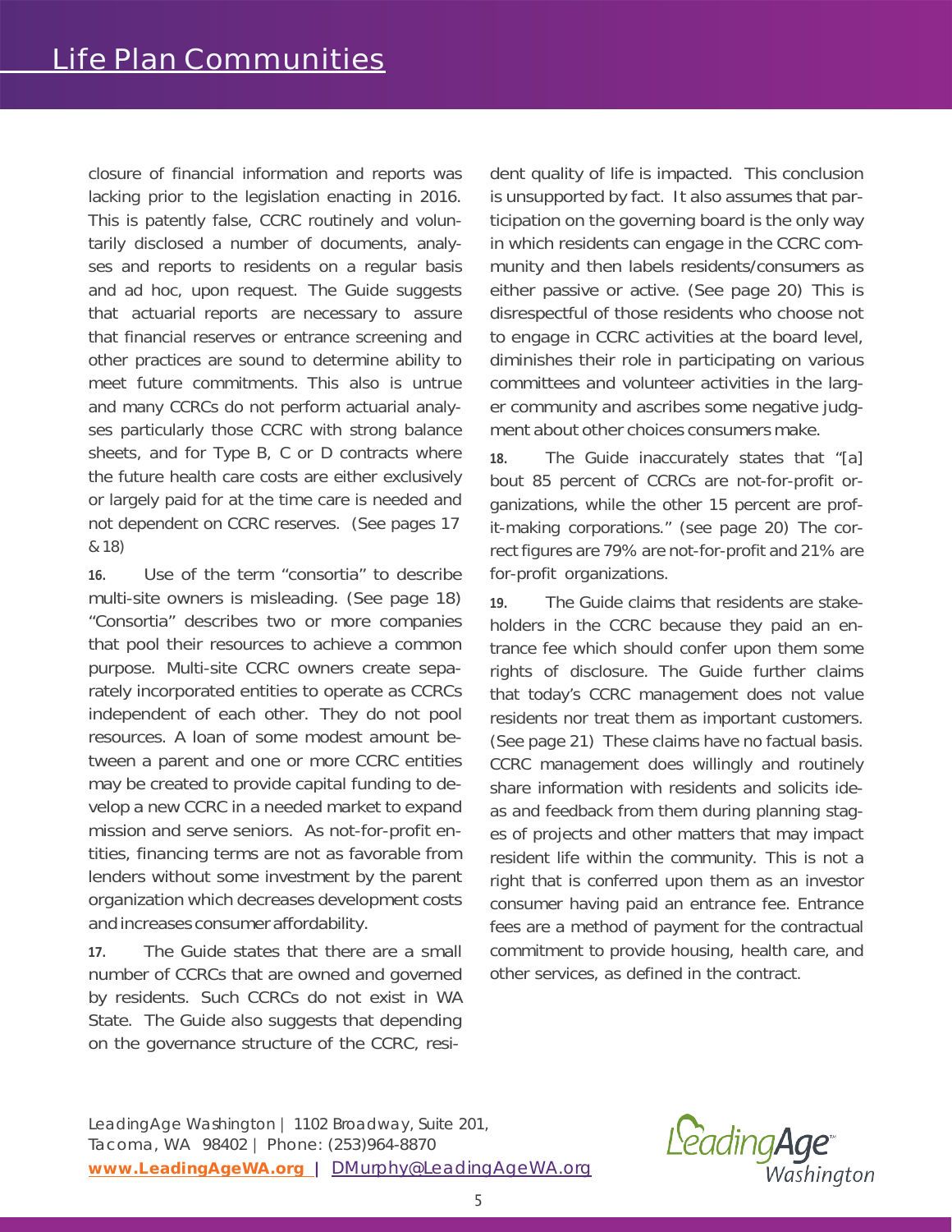closure of financial information and reports was lacking prior to the legislation enacting in 2016. This is patently false, CCRC routinely and voluntarily disclosed a number of documents, analyses and reports to residents on a regular basis and ad hoc, upon request. The Guide suggests that actuarial reports are necessary to assure that financial reserves or entrance screening and other practices are sound to determine ability to meet future commitments. This also is untrue and many CCRCs do not perform actuarial analyses particularly those CCRC with strong balance sheets, and for Type B, C or D contracts where the future health care costs are either exclusively or largely paid for at the time care is needed and not dependent on CCRC reserves. (See pages 17 & 18)

**16.** Use of the term "consortia" to describe multi-site owners is misleading. (See page 18) "Consortia" describes two or more companies that pool their resources to achieve a common purpose. Multi-site CCRC owners create separately incorporated entities to operate as CCRCs independent of each other. They do not pool resources. A loan of some modest amount between a parent and one or more CCRC entities may be created to provide capital funding to develop a new CCRC in a needed market to expand mission and serve seniors. As not-for-profit entities, financing terms are not as favorable from lenders without some investment by the parent organization which decreases development costs and increases consumer affordability.

**17.** The Guide states that there are a small number of CCRCs that are owned and governed by residents. Such CCRCs do not exist in WA State. The Guide also suggests that depending on the governance structure of the CCRC, resident quality of life is impacted. This conclusion is unsupported by fact. It also assumes that participation on the governing board is the only way in which residents can engage in the CCRC community and then labels residents/consumers as either passive or active. (See page 20) This is disrespectful of those residents who choose not to engage in CCRC activities at the board level, diminishes their role in participating on various committees and volunteer activities in the larger community and ascribes some negative judgment about other choices consumers make.

**18.** The Guide inaccurately states that "[a]bout 85 percent of CCRCs are not-for-profit organizations, while the other 15 percent are profit-making corporations." (see page 20) The correct figures are 79% are not-for-profit and 21% are for-profit organizations.

**19.** The Guide claims that residents are stakeholders in the CCRC because they paid an entrance fee which should confer upon them some rights of disclosure. The Guide further claims that today's CCRC management does not value residents nor treat them as important customers. (See page 21) These claims have no factual basis. CCRC management does willingly and routinely share information with residents and solicits ideas and feedback from them during planning stages of projects and other matters that may impact resident life within the community. This is not a right that is conferred upon them as an investor consumer having paid an entrance fee. Entrance fees are a method of payment for the contractual commitment to provide housing, health care, and other services, as defined in the contract.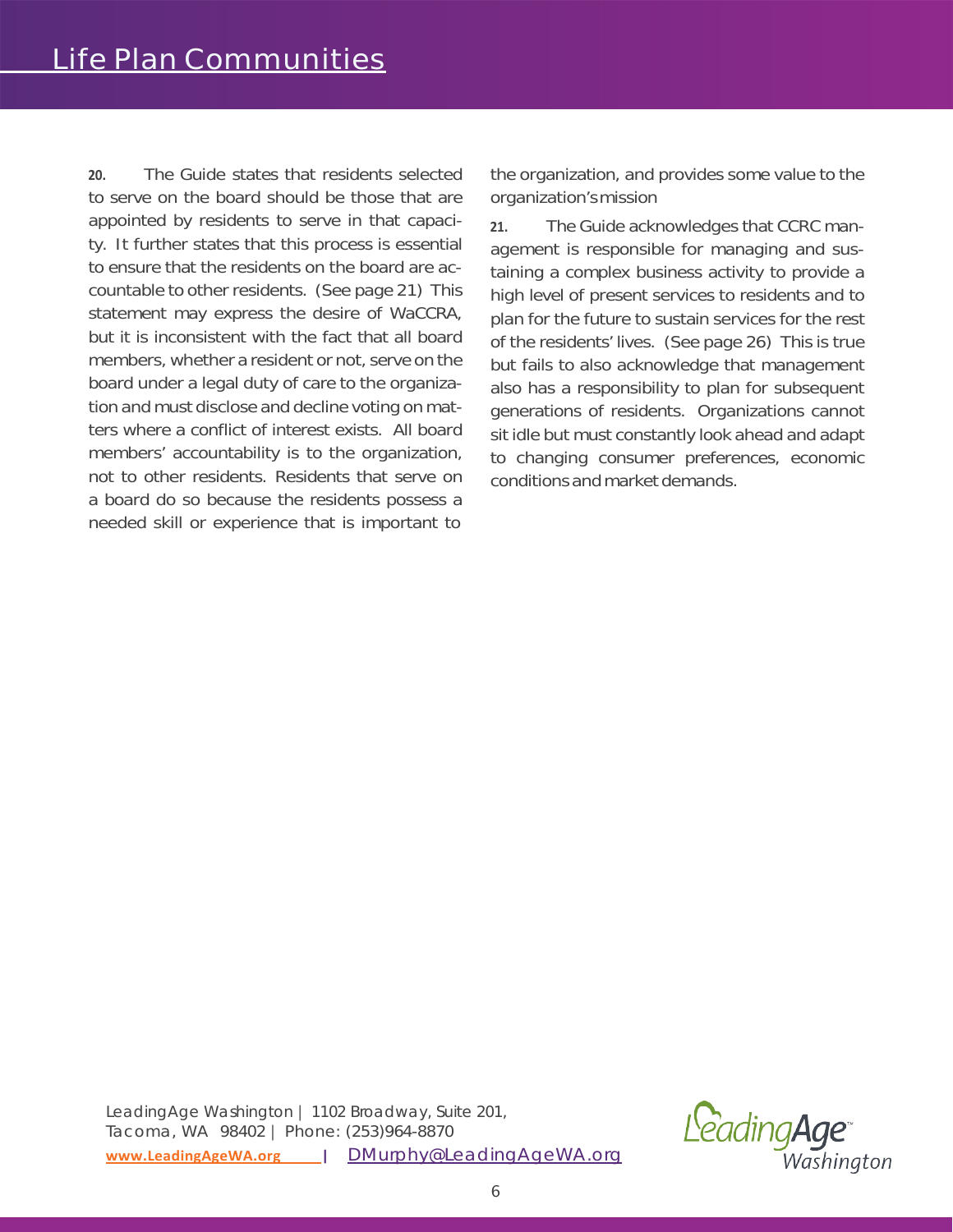**20.** The Guide states that residents selected to serve on the board should be those that are appointed by residents to serve in that capacity. It further states that this process is essential to ensure that the residents on the board are accountable to other residents. (See page 21) This statement may express the desire of WaCCRA, but it is inconsistent with the fact that all board members, whether a resident or not, serve on the board under a legal duty of care to the organization and must disclose and decline voting on matters where a conflict of interest exists. All board members' accountability is to the organization, not to other residents. Residents that serve on a board do so because the residents possess a needed skill or experience that is important to the organization, and provides some value to the organization's mission

**21.** The Guide acknowledges that CCRC management is responsible for managing and sustaining a complex business activity to provide a high level of present services to residents and to plan for the future to sustain services for the rest of the residents' lives. (See page 26) This is true but fails to also acknowledge that management also has a responsibility to plan for subsequent generations of residents. Organizations cannot sit idle but must constantly look ahead and adapt to changing consumer preferences, economic conditions and market demands.

LeadingAge Washington | 1102 Broadway, Suite 201, Tacoma, WA 98402 | Phone: (253)964-8870
www.LeadingAgeWA.org | DMurphy@LeadingAgeWA.org